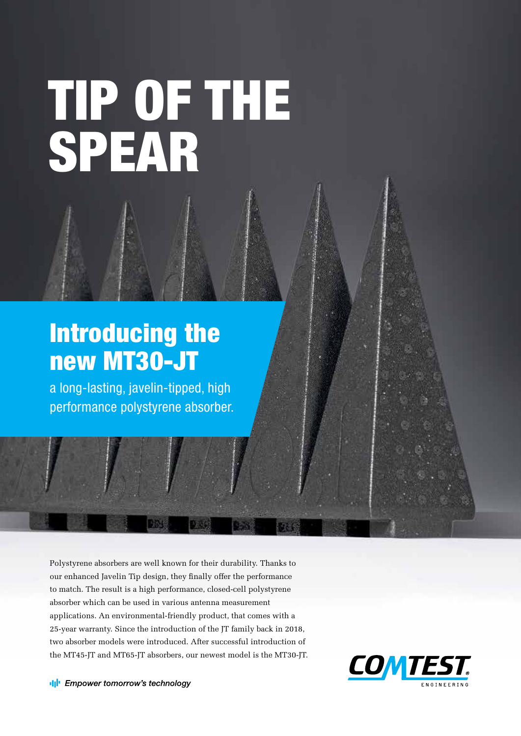# TIP OF THE SPEAR

## Introducing the new MT30-JT

a long-lasting, javelin-tipped, high performance polystyrene absorber.

Polystyrene absorbers are well known for their durability. Thanks to our enhanced Javelin Tip design, they finally offer the performance to match. The result is a high performance, closed-cell polystyrene absorber which can be used in various antenna measurement applications. An environmental-friendly product, that comes with a 25-year warranty. Since the introduction of the JT family back in 2018, two absorber models were introduced. After successful introduction of the MT45-JT and MT65-JT absorbers, our newest model is the MT30-JT.

*Empower tomorrow's technology*

COMTEST ENGINEERING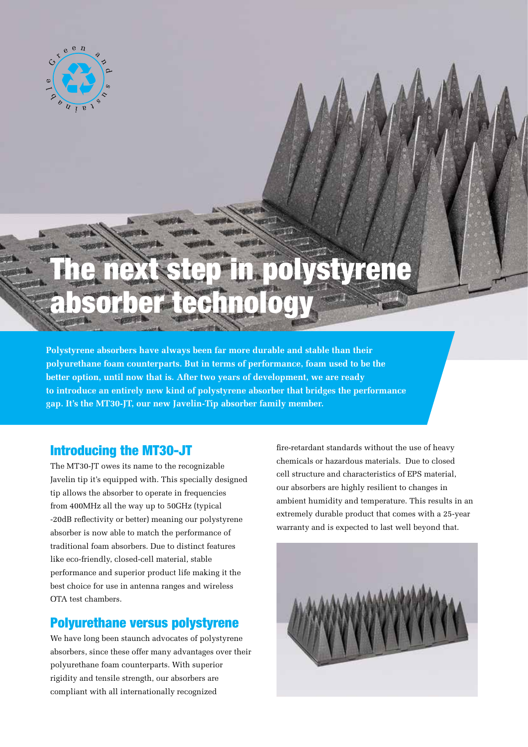# The next step in polystyrene absorber technology

**Polystyrene absorbers have always been far more durable and stable than their polyurethane foam counterparts. But in terms of performance, foam used to be the better option, until now that is. After two years of development, we are ready to introduce an entirely new kind of polystyrene absorber that bridges the performance gap. It's the MT30-JT, our new Javelin-Tip absorber family member.**

## Introducing the MT30-JT

The MT30-JT owes its name to the recognizable Javelin tip it's equipped with. This specially designed tip allows the absorber to operate in frequencies from 400MHz all the way up to 50GHz (typical -20dB reflectivity or better) meaning our polystyrene absorber is now able to match the performance of traditional foam absorbers. Due to distinct features like eco-friendly, closed-cell material, stable performance and superior product life making it the best choice for use in antenna ranges and wireless OTA test chambers.

## Polyurethane versus polystyrene

We have long been staunch advocates of polystyrene absorbers, since these offer many advantages over their polyurethane foam counterparts. With superior rigidity and tensile strength, our absorbers are compliant with all internationally recognized fire-retardant standards without the use of heavy chemicals or hazardous materials. Due to closed cell structure and characteristics of EPS material, our absorbers are highly resilient to changes in ambient humidity and temperature. This results in an extremely durable product that comes with a 25-year warranty and is expected to last well beyond that.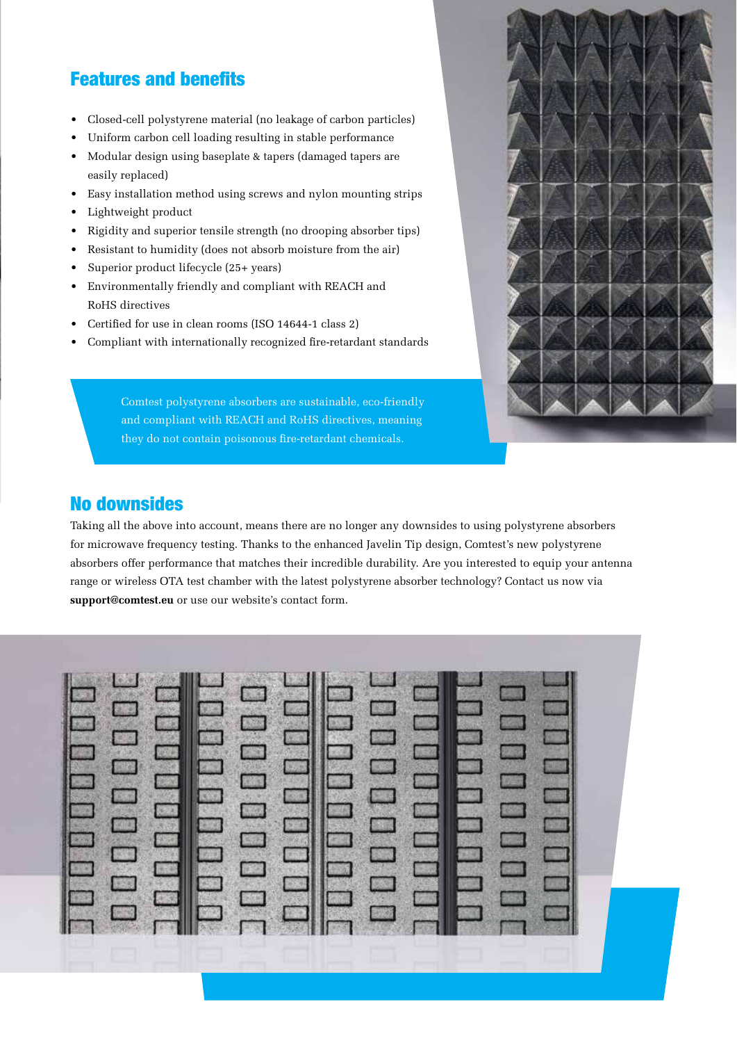## Features and benefits

- Closed-cell polystyrene material (no leakage of carbon particles)
- Uniform carbon cell loading resulting in stable performance
- Modular design using baseplate & tapers (damaged tapers are easily replaced)
- Easy installation method using screws and nylon mounting strips
- Lightweight product
- Rigidity and superior tensile strength (no drooping absorber tips)
- Resistant to humidity (does not absorb moisture from the air)
- Superior product lifecycle (25+ years)
- Environmentally friendly and compliant with REACH and RoHS directives
- Certified for use in clean rooms (ISO 14644-1 class 2)
- Compliant with internationally recognized fire-retardant standards

Comtest polystyrene absorbers are sustainable, eco-friendly and compliant with REACH and RoHS directives, meaning they do not contain poisonous fire-retardant chemicals.

## No downsides

Taking all the above into account, means there are no longer any downsides to using polystyrene absorbers for microwave frequency testing. Thanks to the enhanced Javelin Tip design, Comtest's new polystyrene absorbers offer performance that matches their incredible durability. Are you interested to equip your antenna range or wireless OTA test chamber with the latest polystyrene absorber technology? Contact us now via **support@comtest.eu** or use our website's contact form.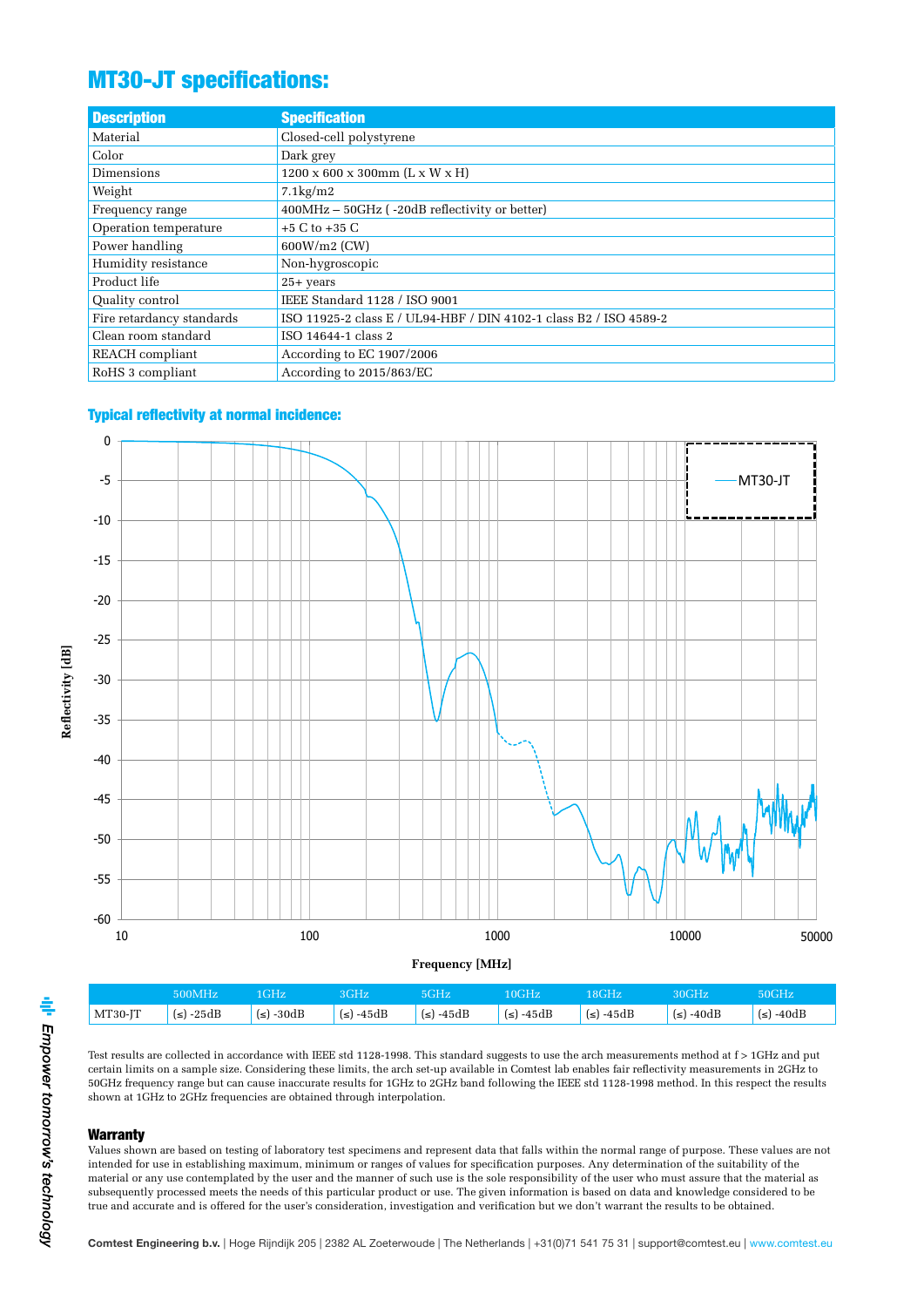# MT30-JT specifications:

| Description | Specification |
|---|---|
| Material | Closed-cell polystyrene |
| Color | Dark grey |
| Dimensions | 1200 x 600 x 300mm (L x W x H) |
| Weight | 7.1kg/m2 |
| Frequency range | 400MHz – 50GHz ( -20dB reflectivity or better) |
| Operation temperature | +5 C to +35 C |
| Power handling | 600W/m2 (CW) |
| Humidity resistance | Non-hygroscopic |
| Product life | 25+ years |
| Quality control | IEEE Standard 1128 / ISO 9001 |
| Fire retardancy standards | ISO 11925-2 class E / UL94-HBF / DIN 4102-1 class B2 / ISO 4589-2 |
| Clean room standard | ISO 14644-1 class 2 |
| REACH compliant | According to EC 1907/2006 |
| RoHS 3 compliant | According to 2015/863/EC |

### Typical reflectivity at normal incidence:

MT30-JT

Reflectivity [dB]

0
-5
-10
-15
-20
-25
-30
-35
-40
-45
-50
-55
-60

10
100
1000
10000
50000

Frequency [MHz]

| | 500MHz | 1GHz | 3GHz | 5GHz | 10GHz | 18GHz | 30GHz | 50GHz |
|---|---|---|---|---|---|---|---|---|
| MT30-JT | (≤) -25dB | (≤) -30dB | (≤) -45dB | (≤) -45dB | (≤) -45dB | (≤) -45dB | (≤) -40dB | (≤) -40dB |

Test results are collected in accordance with IEEE std 1128-1998. This standard suggests to use the arch measurements method at f > 1GHz and put certain limits on a sample size. Considering these limits, the arch set-up available in Comtest lab enables fair reflectivity measurements in 2GHz to 50GHz frequency range but can cause inaccurate results for 1GHz to 2GHz band following the IEEE std 1128-1998 method. In this respect the results shown at 1GHz to 2GHz frequencies are obtained through interpolation.

### Warranty

Values shown are based on testing of laboratory test specimens and represent data that falls within the normal range of purpose. These values are not intended for use in establishing maximum, minimum or ranges of values for specification purposes. Any determination of the suitability of the material or any use contemplated by the user and the manner of such use is the sole responsibility of the user who must assure that the material as subsequently processed meets the needs of this particular product or use. The given information is based on data and knowledge considered to be true and accurate and is offered for the user's consideration, investigation and verification but we don't warrant the results to be obtained.

*Empower tomorrow's technology*

**Comtest Engineering b.v.** | Hoge Rijndijk 205 | 2382 AL Zoeterwoude | The Netherlands | +31(0)71 541 75 31 | support@comtest.eu | www.comtest.eu